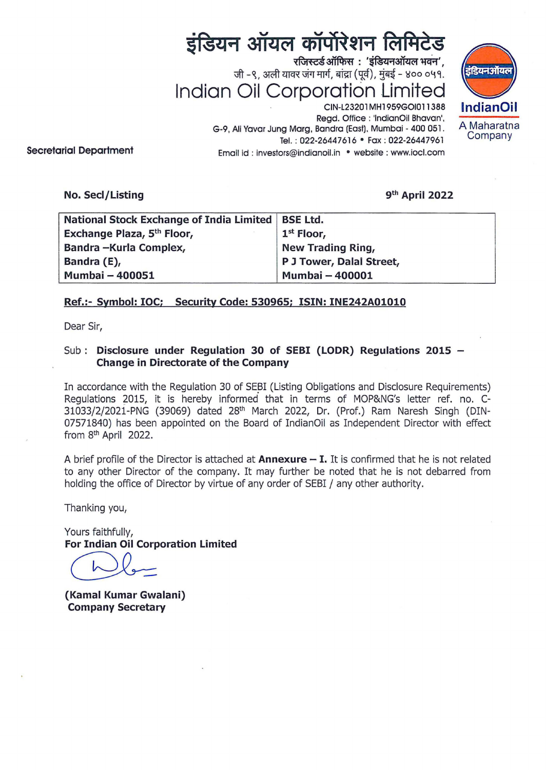# इंडियन ऑयल कॉर्पोरेशन लिमिटेड

रजिस्टर्ड ऑफिस : 'इंडियनऑयल भवन',
जी -९, अली यावर जंग मार्ग, बांद्रा (पूर्व), मुंबई - ४०० ०५१.

# Indian Oil Corporation Limited

CIN-L23201MH1959GOI011388
Regd. Office : 'IndianOil Bhavan',
G-9, Ali Yavar Jung Marg, Bandra (East), Mumbai - 400 051.
Tel. : 022-26447616 • Fax : 022-26447961
Email id : investors@indianoil.in • website : www.iocl.com

इंडियनऑयल
IndianOil
A Maharatna Company

**Secretarial Department**

**No. Secl/Listing** **9th April 2022**

| **National Stock Exchange of India Limited**<br>**Exchange Plaza, 5th Floor,**<br>**Bandra –Kurla Complex,**<br>**Bandra (E),**<br>**Mumbai – 400051** | **BSE Ltd.**<br>**1st Floor,**<br>**New Trading Ring,**<br>**P J Tower, Dalal Street,**<br>**Mumbai – 400001** |
|---|---|

**Ref.:- Symbol: IOC; Security Code: 530965; ISIN: INE242A01010**

Dear Sir,

Sub : **Disclosure under Regulation 30 of SEBI (LODR) Regulations 2015 – Change in Directorate of the Company**

In accordance with the Regulation 30 of SEBI (Listing Obligations and Disclosure Requirements) Regulations 2015, it is hereby informed that in terms of MOP&NG's letter ref. no. C-31033/2/2021-PNG (39069) dated 28th March 2022, Dr. (Prof.) Ram Naresh Singh (DIN-07571840) has been appointed on the Board of IndianOil as Independent Director with effect from 8th April 2022.

A brief profile of the Director is attached at **Annexure – I.** It is confirmed that he is not related to any other Director of the company. It may further be noted that he is not debarred from holding the office of Director by virtue of any order of SEBI / any other authority.

Thanking you,

Yours faithfully,
**For Indian Oil Corporation Limited**

**(Kamal Kumar Gwalani)**
**Company Secretary**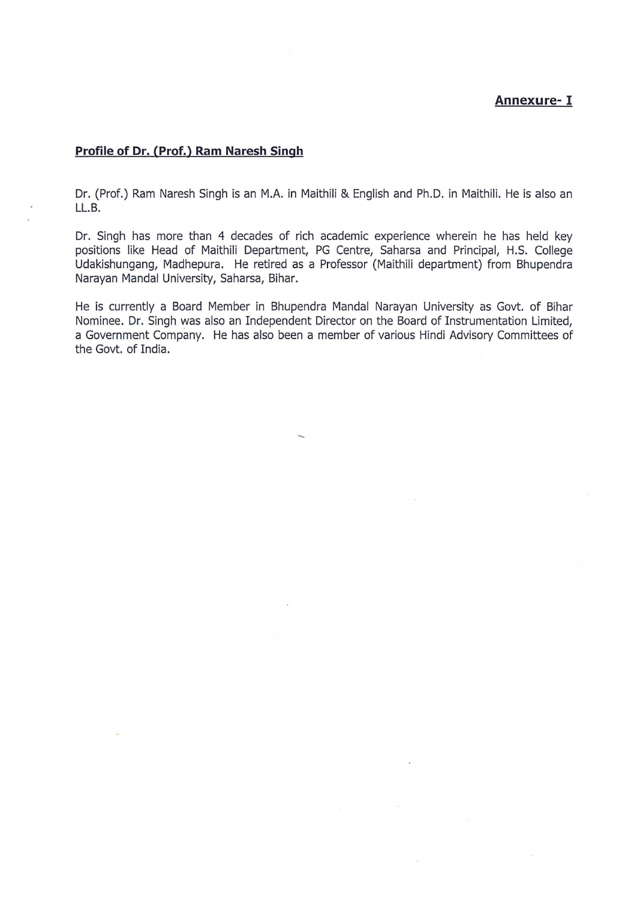**Annexure- I**

**Profile of Dr. (Prof.) Ram Naresh Singh**

Dr. (Prof.) Ram Naresh Singh is an M.A. in Maithili & English and Ph.D. in Maithili. He is also an LL.B.

Dr. Singh has more than 4 decades of rich academic experience wherein he has held key positions like Head of Maithili Department, PG Centre, Saharsa and Principal, H.S. College Udakishungang, Madhepura. He retired as a Professor (Maithili department) from Bhupendra Narayan Mandal University, Saharsa, Bihar.

He is currently a Board Member in Bhupendra Mandal Narayan University as Govt. of Bihar Nominee. Dr. Singh was also an Independent Director on the Board of Instrumentation Limited, a Government Company. He has also been a member of various Hindi Advisory Committees of the Govt. of India.